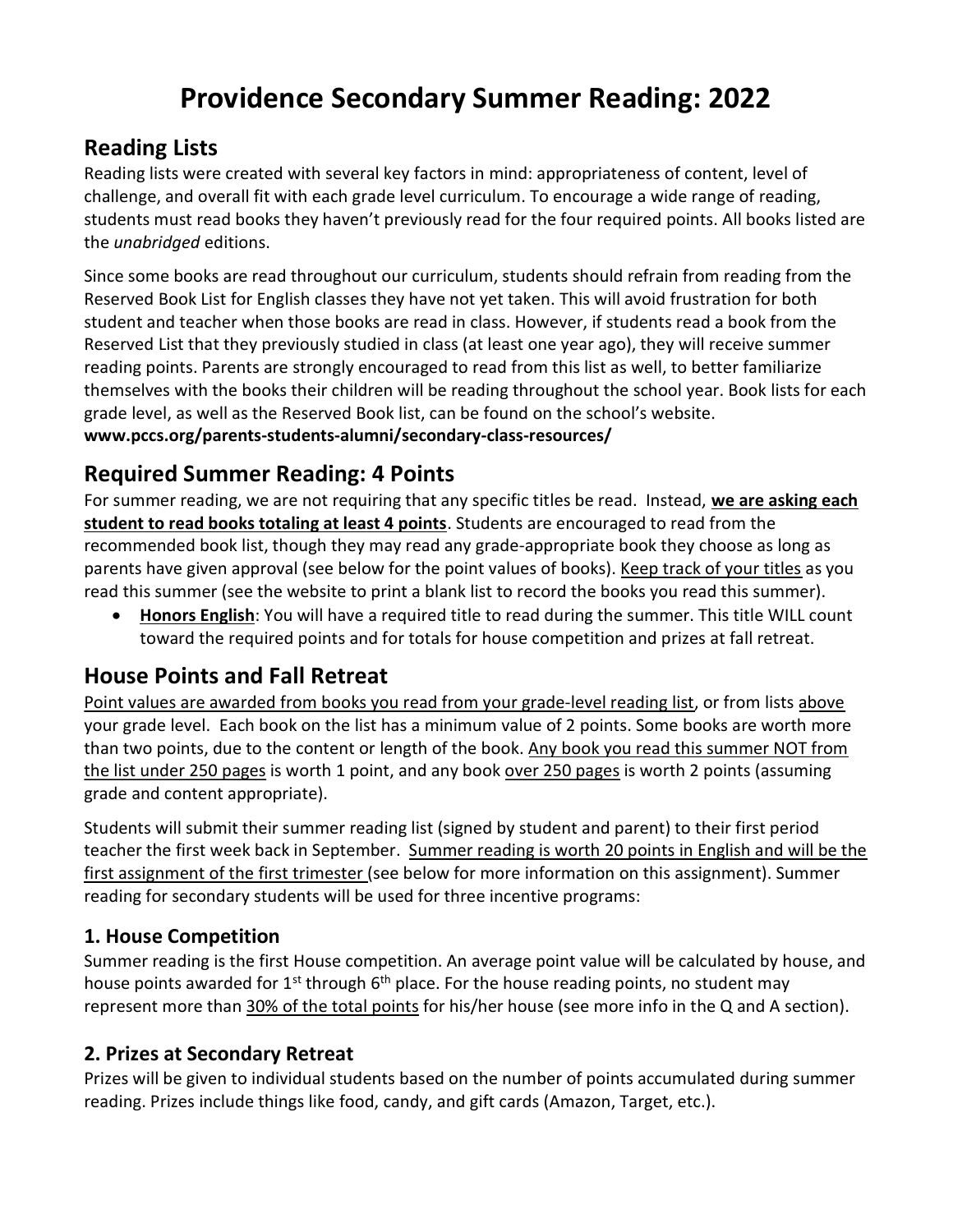# Providence Secondary Summer Reading: 2022

## Reading Lists

Reading lists were created with several key factors in mind: appropriateness of content, level of challenge, and overall fit with each grade level curriculum. To encourage a wide range of reading, students must read books they haven't previously read for the four required points. All books listed are the *unabridged* editions.

Since some books are read throughout our curriculum, students should refrain from reading from the Reserved Book List for English classes they have not yet taken. This will avoid frustration for both student and teacher when those books are read in class. However, if students read a book from the Reserved List that they previously studied in class (at least one year ago), they will receive summer reading points. Parents are strongly encouraged to read from this list as well, to better familiarize themselves with the books their children will be reading throughout the school year. Book lists for each grade level, as well as the Reserved Book list, can be found on the school's website.
**www.pccs.org/parents-students-alumni/secondary-class-resources/**

## Required Summer Reading: 4 Points

For summer reading, we are not requiring that any specific titles be read. Instead, **<u>we are asking each student to read books totaling at least 4 points</u>**. Students are encouraged to read from the recommended book list, though they may read any grade-appropriate book they choose as long as parents have given approval (see below for the point values of books). <u>Keep track of your titles</u> as you read this summer (see the website to print a blank list to record the books you read this summer).

- **<u>Honors English</u>**: You will have a required title to read during the summer. This title WILL count toward the required points and for totals for house competition and prizes at fall retreat.

## House Points and Fall Retreat

<u>Point values are awarded from books you read from your grade-level reading list</u>, or from lists <u>above</u> your grade level. Each book on the list has a minimum value of 2 points. Some books are worth more than two points, due to the content or length of the book. <u>Any book you read this summer NOT from the list under 250 pages</u> is worth 1 point, and any book <u>over 250 pages</u> is worth 2 points (assuming grade and content appropriate).

Students will submit their summer reading list (signed by student and parent) to their first period teacher the first week back in September. <u>Summer reading is worth 20 points in English and will be the first assignment of the first trimester</u> (see below for more information on this assignment). Summer reading for secondary students will be used for three incentive programs:

### 1. House Competition

Summer reading is the first House competition. An average point value will be calculated by house, and house points awarded for 1st through 6th place. For the house reading points, no student may represent more than <u>30% of the total points</u> for his/her house (see more info in the Q and A section).

### 2. Prizes at Secondary Retreat

Prizes will be given to individual students based on the number of points accumulated during summer reading. Prizes include things like food, candy, and gift cards (Amazon, Target, etc.).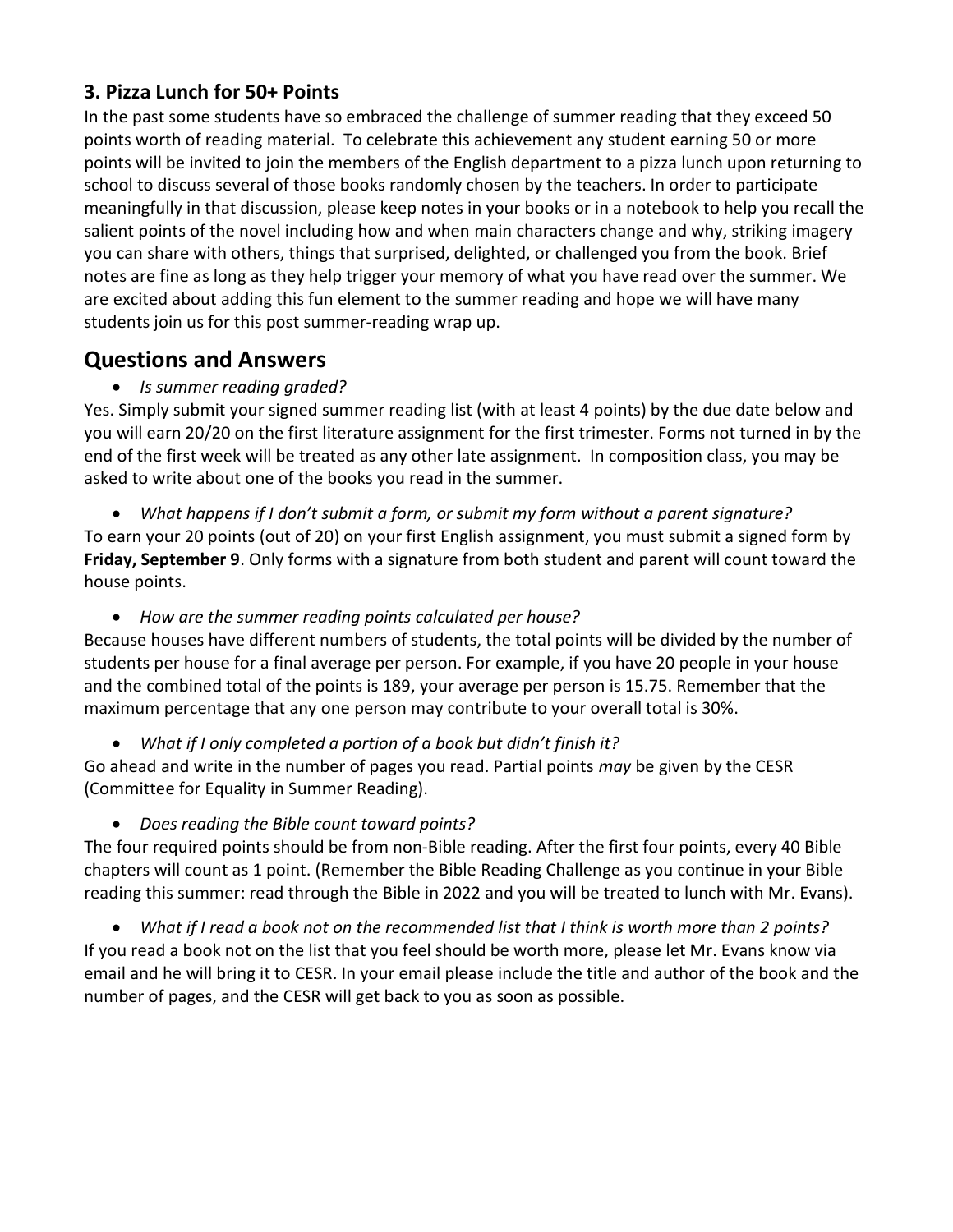### 3. Pizza Lunch for 50+ Points

In the past some students have so embraced the challenge of summer reading that they exceed 50 points worth of reading material. To celebrate this achievement any student earning 50 or more points will be invited to join the members of the English department to a pizza lunch upon returning to school to discuss several of those books randomly chosen by the teachers. In order to participate meaningfully in that discussion, please keep notes in your books or in a notebook to help you recall the salient points of the novel including how and when main characters change and why, striking imagery you can share with others, things that surprised, delighted, or challenged you from the book. Brief notes are fine as long as they help trigger your memory of what you have read over the summer. We are excited about adding this fun element to the summer reading and hope we will have many students join us for this post summer-reading wrap up.

## Questions and Answers

- *Is summer reading graded?*

Yes. Simply submit your signed summer reading list (with at least 4 points) by the due date below and you will earn 20/20 on the first literature assignment for the first trimester. Forms not turned in by the end of the first week will be treated as any other late assignment. In composition class, you may be asked to write about one of the books you read in the summer.

- *What happens if I don't submit a form, or submit my form without a parent signature?*

To earn your 20 points (out of 20) on your first English assignment, you must submit a signed form by **Friday, September 9**. Only forms with a signature from both student and parent will count toward the house points.

- *How are the summer reading points calculated per house?*

Because houses have different numbers of students, the total points will be divided by the number of students per house for a final average per person. For example, if you have 20 people in your house and the combined total of the points is 189, your average per person is 15.75. Remember that the maximum percentage that any one person may contribute to your overall total is 30%.

- *What if I only completed a portion of a book but didn't finish it?*

Go ahead and write in the number of pages you read. Partial points *may* be given by the CESR (Committee for Equality in Summer Reading).

- *Does reading the Bible count toward points?*

The four required points should be from non-Bible reading. After the first four points, every 40 Bible chapters will count as 1 point. (Remember the Bible Reading Challenge as you continue in your Bible reading this summer: read through the Bible in 2022 and you will be treated to lunch with Mr. Evans).

- *What if I read a book not on the recommended list that I think is worth more than 2 points?*

If you read a book not on the list that you feel should be worth more, please let Mr. Evans know via email and he will bring it to CESR. In your email please include the title and author of the book and the number of pages, and the CESR will get back to you as soon as possible.